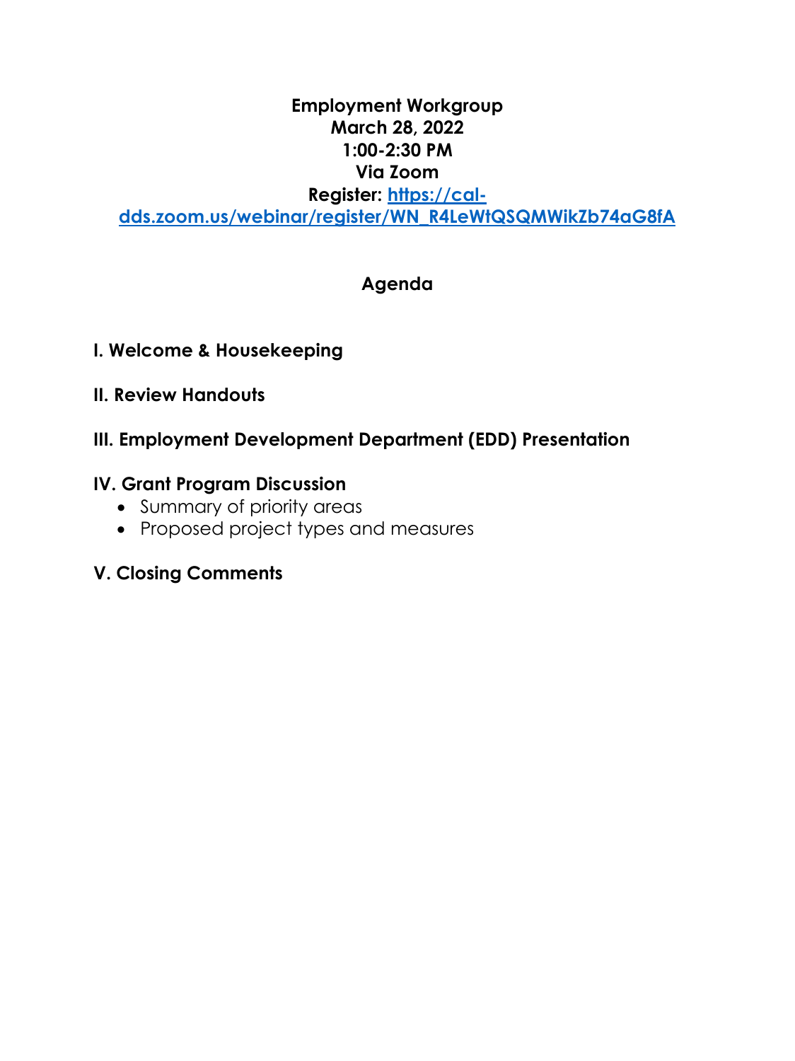**Employment Workgroup**
**March 28, 2022**
**1:00-2:30 PM**
**Via Zoom**
**Register: [https://cal-dds.zoom.us/webinar/register/WN_R4LeWtQSQMWikZb74aG8fA](https://cal-dds.zoom.us/webinar/register/WN_R4LeWtQSQMWikZb74aG8fA)**

## Agenda

**I. Welcome & Housekeeping**

**II. Review Handouts**

**III. Employment Development Department (EDD) Presentation**

**IV. Grant Program Discussion**

- Summary of priority areas
- Proposed project types and measures

**V. Closing Comments**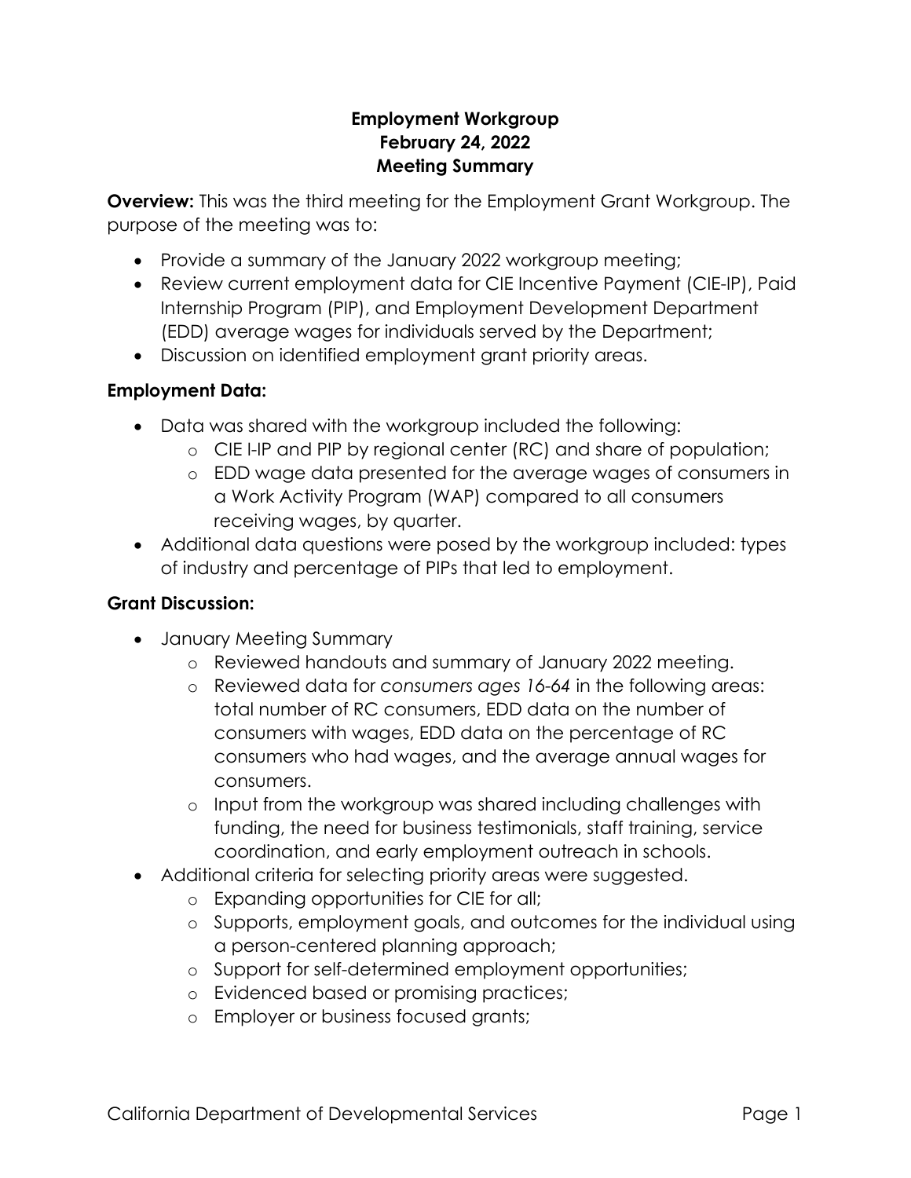**Employment Workgroup**
**February 24, 2022**
**Meeting Summary**

**Overview:** This was the third meeting for the Employment Grant Workgroup. The purpose of the meeting was to:

- Provide a summary of the January 2022 workgroup meeting;
- Review current employment data for CIE Incentive Payment (CIE-IP), Paid Internship Program (PIP), and Employment Development Department (EDD) average wages for individuals served by the Department;
- Discussion on identified employment grant priority areas.

**Employment Data:**

- Data was shared with the workgroup included the following:
  - CIE I-IP and PIP by regional center (RC) and share of population;
  - EDD wage data presented for the average wages of consumers in a Work Activity Program (WAP) compared to all consumers receiving wages, by quarter.
- Additional data questions were posed by the workgroup included: types of industry and percentage of PIPs that led to employment.

**Grant Discussion:**

- January Meeting Summary
  - Reviewed handouts and summary of January 2022 meeting.
  - Reviewed data for *consumers ages 16-64* in the following areas: total number of RC consumers, EDD data on the number of consumers with wages, EDD data on the percentage of RC consumers who had wages, and the average annual wages for consumers.
  - Input from the workgroup was shared including challenges with funding, the need for business testimonials, staff training, service coordination, and early employment outreach in schools.
- Additional criteria for selecting priority areas were suggested.
  - Expanding opportunities for CIE for all;
  - Supports, employment goals, and outcomes for the individual using a person-centered planning approach;
  - Support for self-determined employment opportunities;
  - Evidenced based or promising practices;
  - Employer or business focused grants;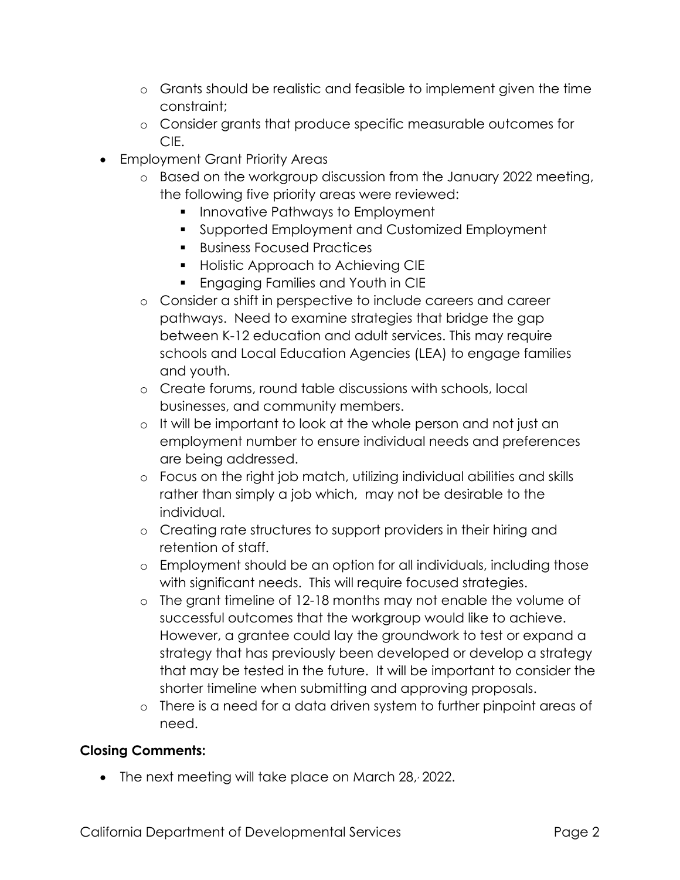- Grants should be realistic and feasible to implement given the time constraint;
  - Consider grants that produce specific measurable outcomes for CIE.
- Employment Grant Priority Areas
  - Based on the workgroup discussion from the January 2022 meeting, the following five priority areas were reviewed:
    - Innovative Pathways to Employment
    - Supported Employment and Customized Employment
    - Business Focused Practices
    - Holistic Approach to Achieving CIE
    - Engaging Families and Youth in CIE
  - Consider a shift in perspective to include careers and career pathways. Need to examine strategies that bridge the gap between K-12 education and adult services. This may require schools and Local Education Agencies (LEA) to engage families and youth.
  - Create forums, round table discussions with schools, local businesses, and community members.
  - It will be important to look at the whole person and not just an employment number to ensure individual needs and preferences are being addressed.
  - Focus on the right job match, utilizing individual abilities and skills rather than simply a job which, may not be desirable to the individual.
  - Creating rate structures to support providers in their hiring and retention of staff.
  - Employment should be an option for all individuals, including those with significant needs. This will require focused strategies.
  - The grant timeline of 12-18 months may not enable the volume of successful outcomes that the workgroup would like to achieve. However, a grantee could lay the groundwork to test or expand a strategy that has previously been developed or develop a strategy that may be tested in the future. It will be important to consider the shorter timeline when submitting and approving proposals.
  - There is a need for a data driven system to further pinpoint areas of need.

**Closing Comments:**

- The next meeting will take place on March 28, 2022.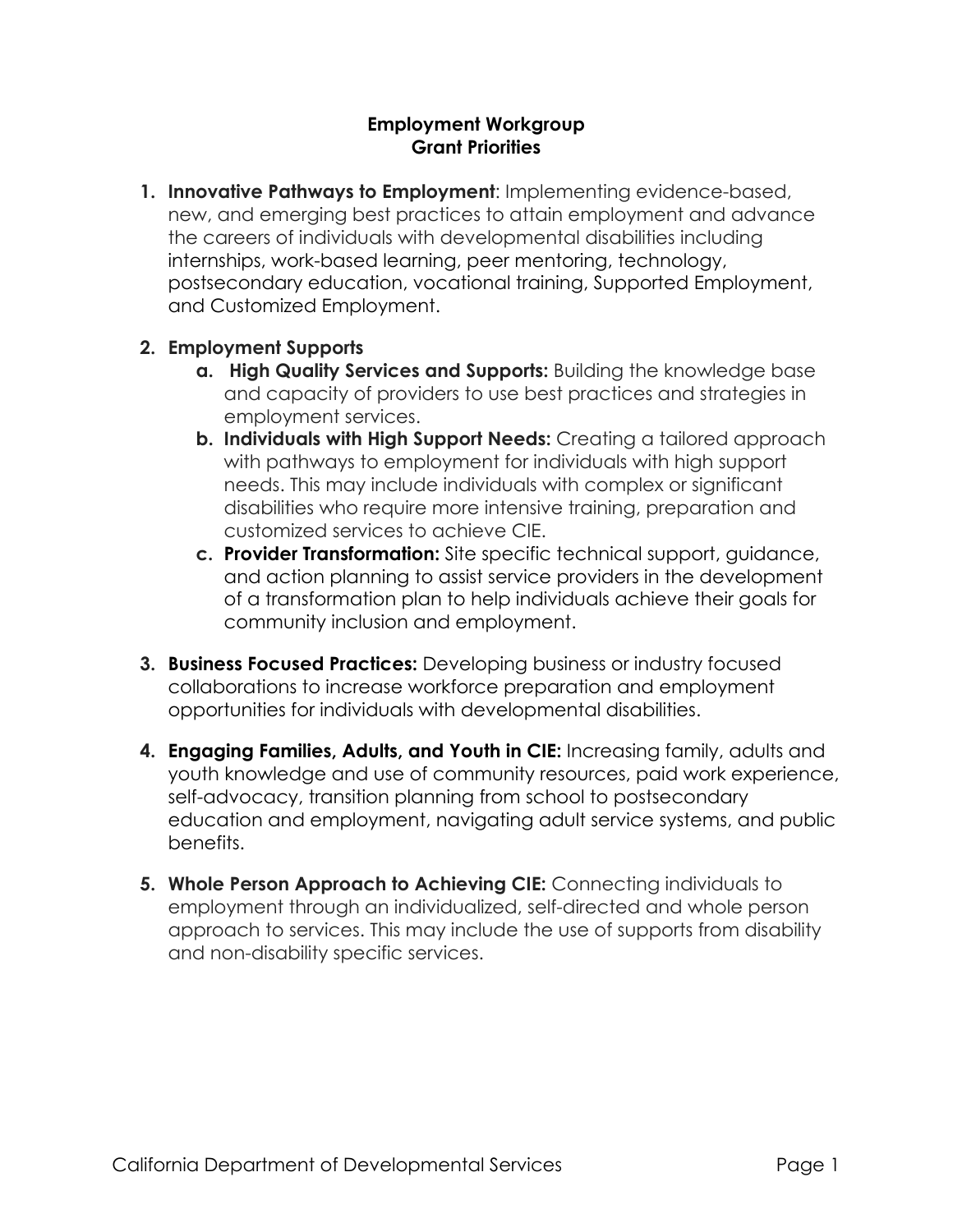# Employment Workgroup
## Grant Priorities

1. **Innovative Pathways to Employment**: Implementing evidence-based, new, and emerging best practices to attain employment and advance the careers of individuals with developmental disabilities including internships, work-based learning, peer mentoring, technology, postsecondary education, vocational training, Supported Employment, and Customized Employment.

2. **Employment Supports**
   a. **High Quality Services and Supports:** Building the knowledge base and capacity of providers to use best practices and strategies in employment services.
   b. **Individuals with High Support Needs:** Creating a tailored approach with pathways to employment for individuals with high support needs. This may include individuals with complex or significant disabilities who require more intensive training, preparation and customized services to achieve CIE.
   c. **Provider Transformation:** Site specific technical support, guidance, and action planning to assist service providers in the development of a transformation plan to help individuals achieve their goals for community inclusion and employment.

3. **Business Focused Practices:** Developing business or industry focused collaborations to increase workforce preparation and employment opportunities for individuals with developmental disabilities.

4. **Engaging Families, Adults, and Youth in CIE:** Increasing family, adults and youth knowledge and use of community resources, paid work experience, self-advocacy, transition planning from school to postsecondary education and employment, navigating adult service systems, and public benefits.

5. **Whole Person Approach to Achieving CIE:** Connecting individuals to employment through an individualized, self-directed and whole person approach to services. This may include the use of supports from disability and non-disability specific services.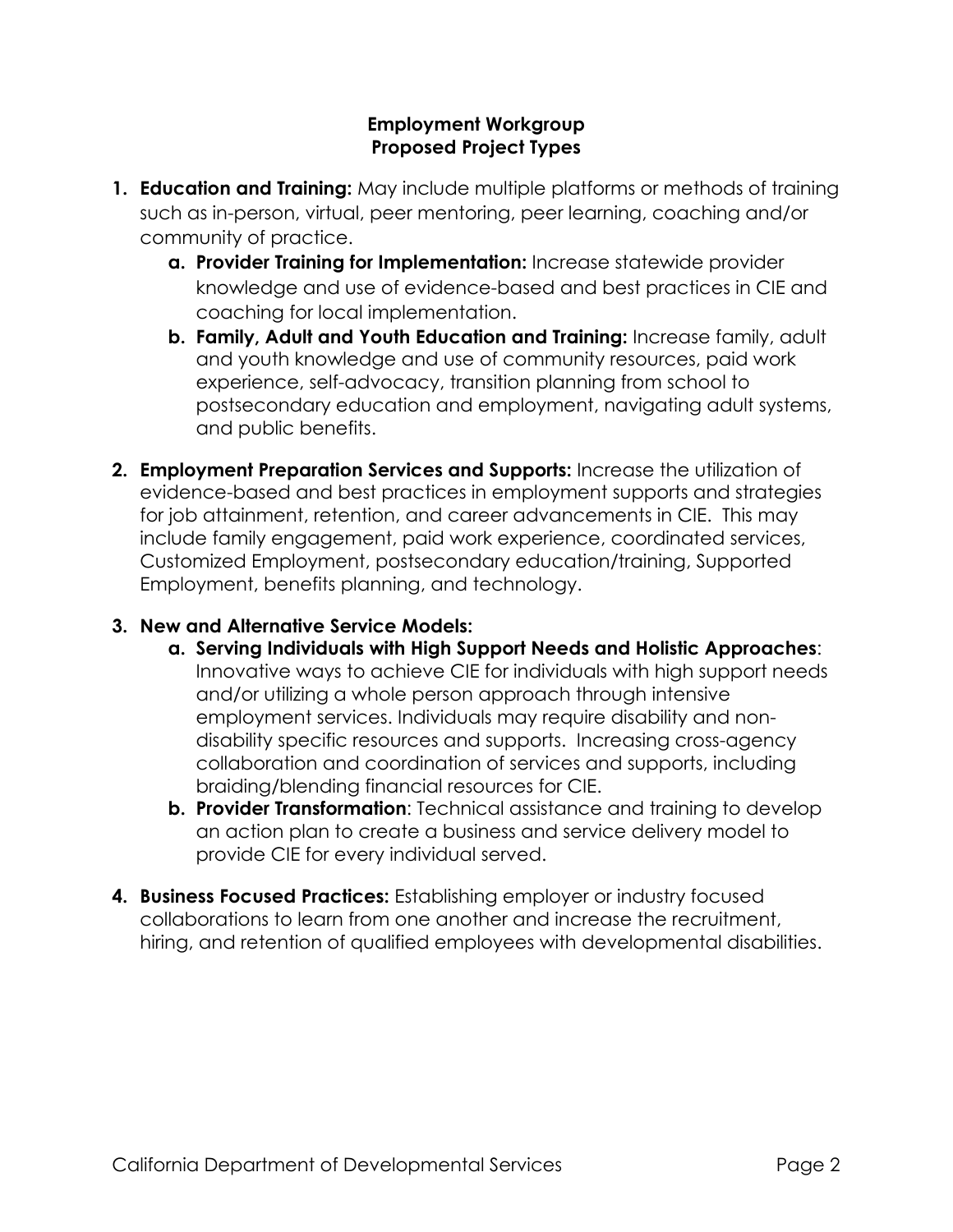**Employment Workgroup**
**Proposed Project Types**

1. **Education and Training:** May include multiple platforms or methods of training such as in-person, virtual, peer mentoring, peer learning, coaching and/or community of practice.
    a. **Provider Training for Implementation:** Increase statewide provider knowledge and use of evidence-based and best practices in CIE and coaching for local implementation.
    b. **Family, Adult and Youth Education and Training:** Increase family, adult and youth knowledge and use of community resources, paid work experience, self-advocacy, transition planning from school to postsecondary education and employment, navigating adult systems, and public benefits.

2. **Employment Preparation Services and Supports:** Increase the utilization of evidence-based and best practices in employment supports and strategies for job attainment, retention, and career advancements in CIE. This may include family engagement, paid work experience, coordinated services, Customized Employment, postsecondary education/training, Supported Employment, benefits planning, and technology.

3. **New and Alternative Service Models:**
    a. **Serving Individuals with High Support Needs and Holistic Approaches**: Innovative ways to achieve CIE for individuals with high support needs and/or utilizing a whole person approach through intensive employment services. Individuals may require disability and non-disability specific resources and supports. Increasing cross-agency collaboration and coordination of services and supports, including braiding/blending financial resources for CIE.
    b. **Provider Transformation**: Technical assistance and training to develop an action plan to create a business and service delivery model to provide CIE for every individual served.

4. **Business Focused Practices:** Establishing employer or industry focused collaborations to learn from one another and increase the recruitment, hiring, and retention of qualified employees with developmental disabilities.